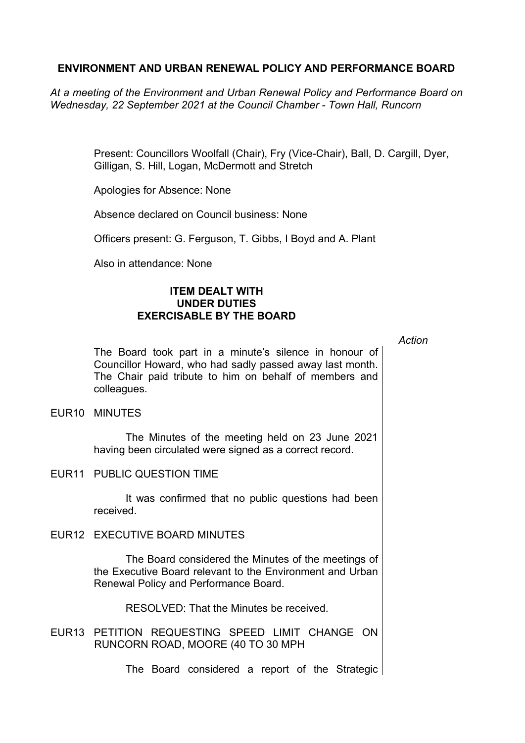# ENVIRONMENT AND URBAN RENEWAL POLICY AND PERFORMANCE BOARD

*At a meeting of the Environment and Urban Renewal Policy and Performance Board on Wednesday, 22 September 2021 at the Council Chamber - Town Hall, Runcorn*

Present: Councillors Woolfall (Chair), Fry (Vice-Chair), Ball, D. Cargill, Dyer, Gilligan, S. Hill, Logan, McDermott and Stretch

Apologies for Absence: None

Absence declared on Council business: None

Officers present: G. Ferguson, T. Gibbs, I Boyd and A. Plant

Also in attendance: None

## ITEM DEALT WITH UNDER DUTIES EXERCISABLE BY THE BOARD

*Action*

The Board took part in a minute's silence in honour of Councillor Howard, who had sadly passed away last month. The Chair paid tribute to him on behalf of members and colleagues.

EUR10 MINUTES

The Minutes of the meeting held on 23 June 2021 having been circulated were signed as a correct record.

EUR11 PUBLIC QUESTION TIME

It was confirmed that no public questions had been received.

EUR12 EXECUTIVE BOARD MINUTES

The Board considered the Minutes of the meetings of the Executive Board relevant to the Environment and Urban Renewal Policy and Performance Board.

RESOLVED: That the Minutes be received.

EUR13 PETITION REQUESTING SPEED LIMIT CHANGE ON RUNCORN ROAD, MOORE (40 TO 30 MPH

The Board considered a report of the Strategic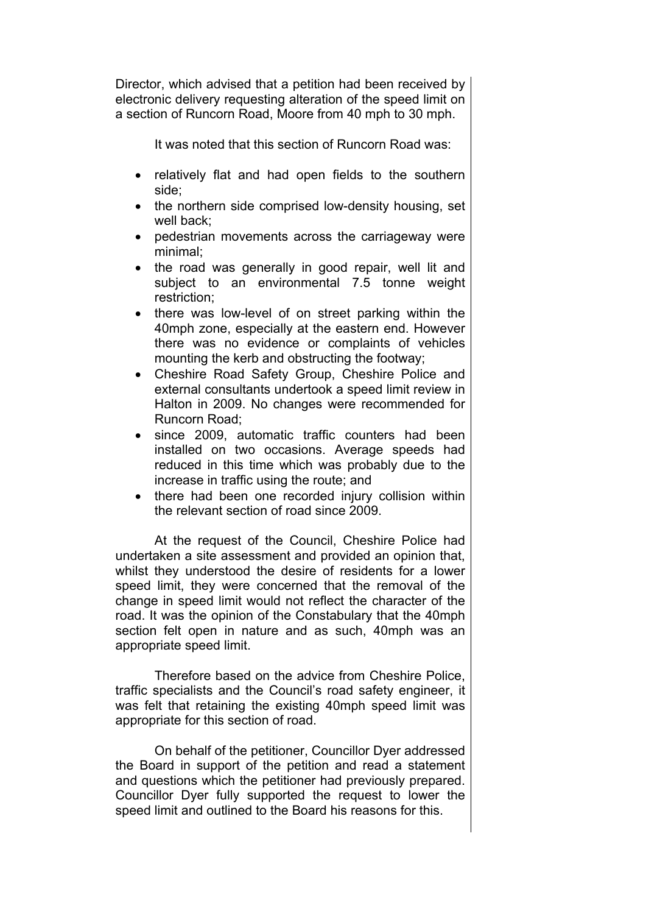Director, which advised that a petition had been received by electronic delivery requesting alteration of the speed limit on a section of Runcorn Road, Moore from 40 mph to 30 mph.

It was noted that this section of Runcorn Road was:

- relatively flat and had open fields to the southern side;
- the northern side comprised low-density housing, set well back;
- pedestrian movements across the carriageway were minimal;
- the road was generally in good repair, well lit and subject to an environmental 7.5 tonne weight restriction;
- there was low-level of on street parking within the 40mph zone, especially at the eastern end. However there was no evidence or complaints of vehicles mounting the kerb and obstructing the footway;
- Cheshire Road Safety Group, Cheshire Police and external consultants undertook a speed limit review in Halton in 2009. No changes were recommended for Runcorn Road;
- since 2009, automatic traffic counters had been installed on two occasions. Average speeds had reduced in this time which was probably due to the increase in traffic using the route; and
- there had been one recorded injury collision within the relevant section of road since 2009.

At the request of the Council, Cheshire Police had undertaken a site assessment and provided an opinion that, whilst they understood the desire of residents for a lower speed limit, they were concerned that the removal of the change in speed limit would not reflect the character of the road. It was the opinion of the Constabulary that the 40mph section felt open in nature and as such, 40mph was an appropriate speed limit.

Therefore based on the advice from Cheshire Police, traffic specialists and the Council's road safety engineer, it was felt that retaining the existing 40mph speed limit was appropriate for this section of road.

On behalf of the petitioner, Councillor Dyer addressed the Board in support of the petition and read a statement and questions which the petitioner had previously prepared. Councillor Dyer fully supported the request to lower the speed limit and outlined to the Board his reasons for this.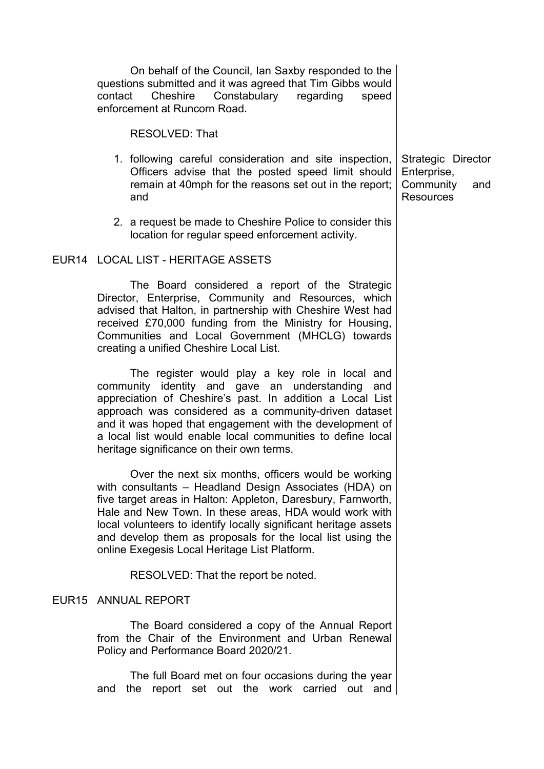On behalf of the Council, Ian Saxby responded to the questions submitted and it was agreed that Tim Gibbs would contact Cheshire Constabulary regarding speed enforcement at Runcorn Road.

RESOLVED: That

1. following careful consideration and site inspection, Officers advise that the posted speed limit should remain at 40mph for the reasons set out in the report; and
2. a request be made to Cheshire Police to consider this location for regular speed enforcement activity.

Strategic Director Enterprise, Community and Resources

## EUR14 LOCAL LIST - HERITAGE ASSETS

The Board considered a report of the Strategic Director, Enterprise, Community and Resources, which advised that Halton, in partnership with Cheshire West had received £70,000 funding from the Ministry for Housing, Communities and Local Government (MHCLG) towards creating a unified Cheshire Local List.

The register would play a key role in local and community identity and gave an understanding and appreciation of Cheshire's past. In addition a Local List approach was considered as a community-driven dataset and it was hoped that engagement with the development of a local list would enable local communities to define local heritage significance on their own terms.

Over the next six months, officers would be working with consultants – Headland Design Associates (HDA) on five target areas in Halton: Appleton, Daresbury, Farnworth, Hale and New Town. In these areas, HDA would work with local volunteers to identify locally significant heritage assets and develop them as proposals for the local list using the online Exegesis Local Heritage List Platform.

RESOLVED: That the report be noted.

## EUR15 ANNUAL REPORT

The Board considered a copy of the Annual Report from the Chair of the Environment and Urban Renewal Policy and Performance Board 2020/21.

The full Board met on four occasions during the year and the report set out the work carried out and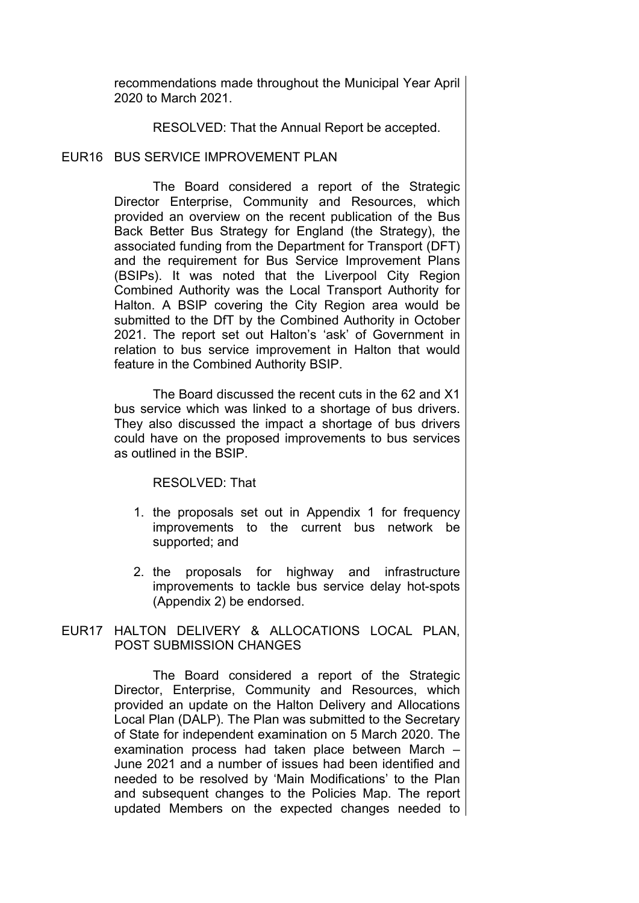recommendations made throughout the Municipal Year April 2020 to March 2021.

RESOLVED: That the Annual Report be accepted.

## EUR16 BUS SERVICE IMPROVEMENT PLAN

The Board considered a report of the Strategic Director Enterprise, Community and Resources, which provided an overview on the recent publication of the Bus Back Better Bus Strategy for England (the Strategy), the associated funding from the Department for Transport (DFT) and the requirement for Bus Service Improvement Plans (BSIPs). It was noted that the Liverpool City Region Combined Authority was the Local Transport Authority for Halton. A BSIP covering the City Region area would be submitted to the DfT by the Combined Authority in October 2021. The report set out Halton's 'ask' of Government in relation to bus service improvement in Halton that would feature in the Combined Authority BSIP.

The Board discussed the recent cuts in the 62 and X1 bus service which was linked to a shortage of bus drivers. They also discussed the impact a shortage of bus drivers could have on the proposed improvements to bus services as outlined in the BSIP.

RESOLVED: That

1. the proposals set out in Appendix 1 for frequency improvements to the current bus network be supported; and
2. the proposals for highway and infrastructure improvements to tackle bus service delay hot-spots (Appendix 2) be endorsed.

## EUR17 HALTON DELIVERY & ALLOCATIONS LOCAL PLAN, POST SUBMISSION CHANGES

The Board considered a report of the Strategic Director, Enterprise, Community and Resources, which provided an update on the Halton Delivery and Allocations Local Plan (DALP). The Plan was submitted to the Secretary of State for independent examination on 5 March 2020. The examination process had taken place between March – June 2021 and a number of issues had been identified and needed to be resolved by 'Main Modifications' to the Plan and subsequent changes to the Policies Map. The report updated Members on the expected changes needed to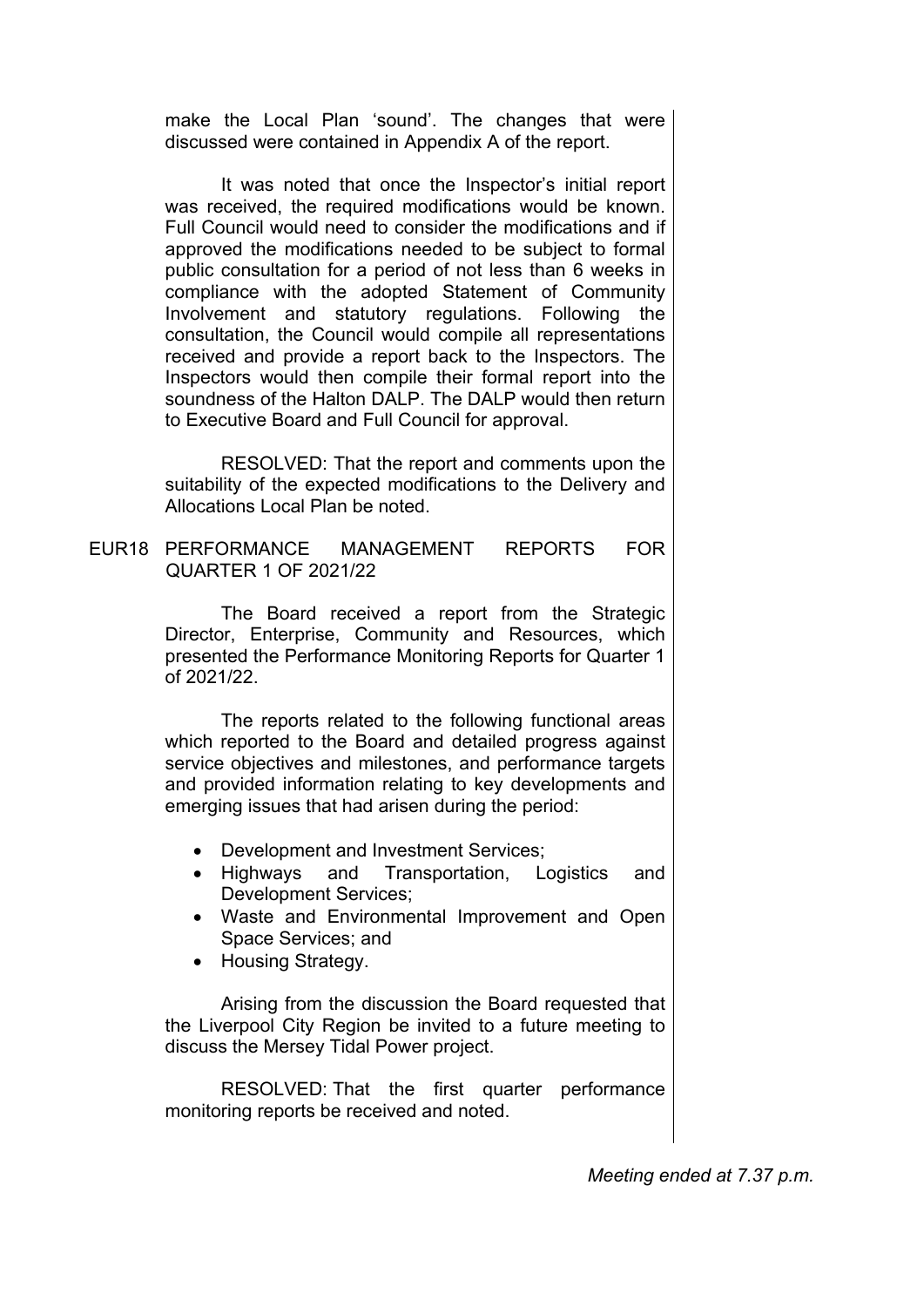make the Local Plan 'sound'. The changes that were discussed were contained in Appendix A of the report.

It was noted that once the Inspector's initial report was received, the required modifications would be known. Full Council would need to consider the modifications and if approved the modifications needed to be subject to formal public consultation for a period of not less than 6 weeks in compliance with the adopted Statement of Community Involvement and statutory regulations. Following the consultation, the Council would compile all representations received and provide a report back to the Inspectors. The Inspectors would then compile their formal report into the soundness of the Halton DALP. The DALP would then return to Executive Board and Full Council for approval.

RESOLVED: That the report and comments upon the suitability of the expected modifications to the Delivery and Allocations Local Plan be noted.

EUR18 PERFORMANCE MANAGEMENT REPORTS FOR QUARTER 1 OF 2021/22

The Board received a report from the Strategic Director, Enterprise, Community and Resources, which presented the Performance Monitoring Reports for Quarter 1 of 2021/22.

The reports related to the following functional areas which reported to the Board and detailed progress against service objectives and milestones, and performance targets and provided information relating to key developments and emerging issues that had arisen during the period:

- Development and Investment Services;
- Highways and Transportation, Logistics and Development Services;
- Waste and Environmental Improvement and Open Space Services; and
- Housing Strategy.

Arising from the discussion the Board requested that the Liverpool City Region be invited to a future meeting to discuss the Mersey Tidal Power project.

RESOLVED: That the first quarter performance monitoring reports be received and noted.

*Meeting ended at 7.37 p.m.*